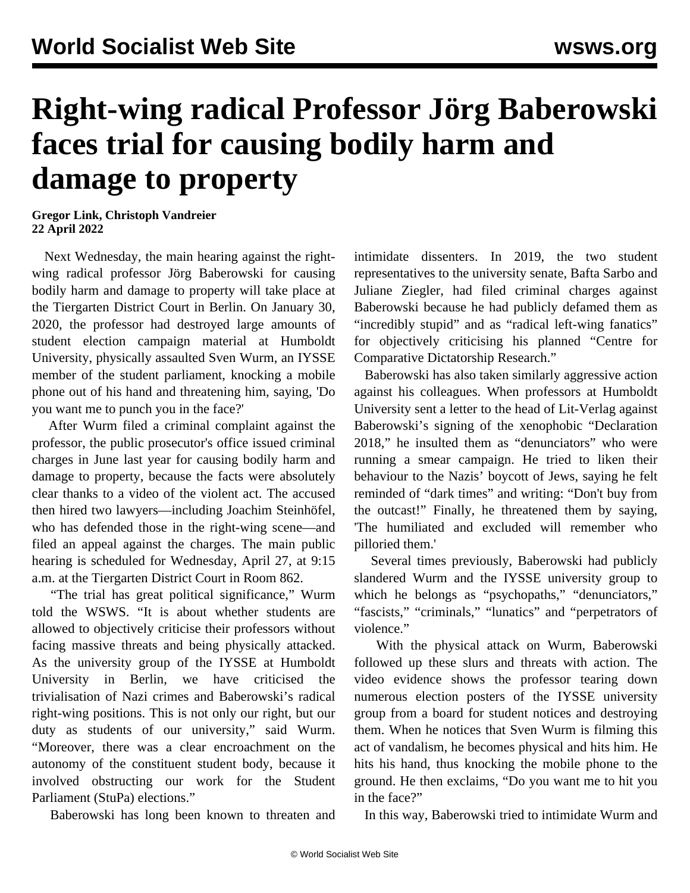# Right-wing radical Professor Jörg Baberowski faces trial for causing bodily harm and damage to property

**Gregor Link, Christoph Vandreier**
**22 April 2022**

Next Wednesday, the main hearing against the right-wing radical professor Jörg Baberowski for causing bodily harm and damage to property will take place at the Tiergarten District Court in Berlin. On January 30, 2020, the professor had destroyed large amounts of student election campaign material at Humboldt University, physically assaulted Sven Wurm, an IYSSE member of the student parliament, knocking a mobile phone out of his hand and threatening him, saying, 'Do you want me to punch you in the face?'

After Wurm filed a criminal complaint against the professor, the public prosecutor's office issued criminal charges in June last year for causing bodily harm and damage to property, because the facts were absolutely clear thanks to a video of the violent act. The accused then hired two lawyers—including Joachim Steinhöfel, who has defended those in the right-wing scene—and filed an appeal against the charges. The main public hearing is scheduled for Wednesday, April 27, at 9:15 a.m. at the Tiergarten District Court in Room 862.

"The trial has great political significance," Wurm told the WSWS. "It is about whether students are allowed to objectively criticise their professors without facing massive threats and being physically attacked. As the university group of the IYSSE at Humboldt University in Berlin, we have criticised the trivialisation of Nazi crimes and Baberowski's radical right-wing positions. This is not only our right, but our duty as students of our university," said Wurm. "Moreover, there was a clear encroachment on the autonomy of the constituent student body, because it involved obstructing our work for the Student Parliament (StuPa) elections."

Baberowski has long been known to threaten and intimidate dissenters. In 2019, the two student representatives to the university senate, Bafta Sarbo and Juliane Ziegler, had filed criminal charges against Baberowski because he had publicly defamed them as "incredibly stupid" and as "radical left-wing fanatics" for objectively criticising his planned "Centre for Comparative Dictatorship Research."

Baberowski has also taken similarly aggressive action against his colleagues. When professors at Humboldt University sent a letter to the head of Lit-Verlag against Baberowski's signing of the xenophobic "Declaration 2018," he insulted them as "denunciators" who were running a smear campaign. He tried to liken their behaviour to the Nazis' boycott of Jews, saying he felt reminded of "dark times" and writing: "Don't buy from the outcast!" Finally, he threatened them by saying, 'The humiliated and excluded will remember who pilloried them.'

Several times previously, Baberowski had publicly slandered Wurm and the IYSSE university group to which he belongs as "psychopaths," "denunciators," "fascists," "criminals," "lunatics" and "perpetrators of violence."

With the physical attack on Wurm, Baberowski followed up these slurs and threats with action. The video evidence shows the professor tearing down numerous election posters of the IYSSE university group from a board for student notices and destroying them. When he notices that Sven Wurm is filming this act of vandalism, he becomes physical and hits him. He hits his hand, thus knocking the mobile phone to the ground. He then exclaims, "Do you want me to hit you in the face?"

In this way, Baberowski tried to intimidate Wurm and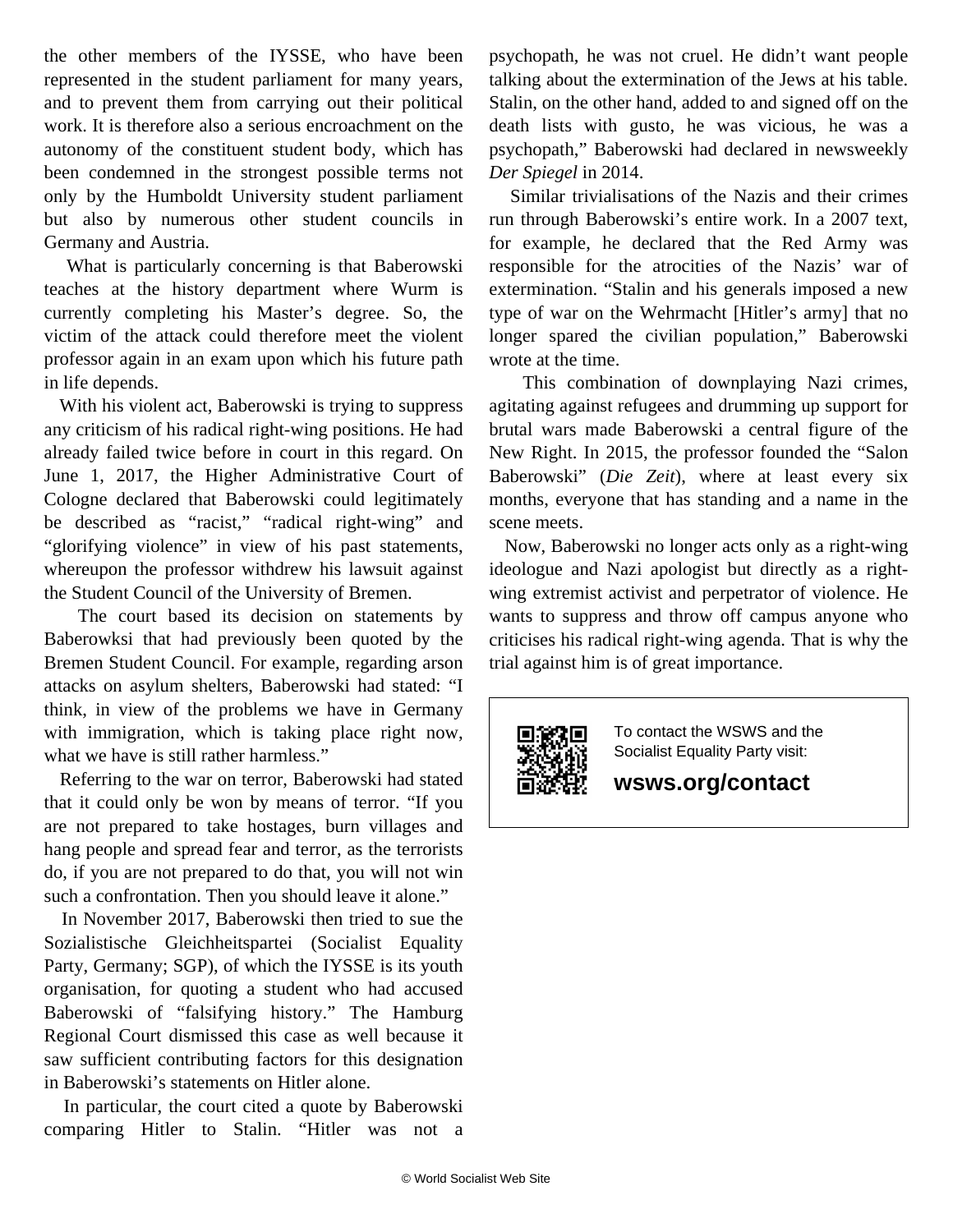the other members of the IYSSE, who have been represented in the student parliament for many years, and to prevent them from carrying out their political work. It is therefore also a serious encroachment on the autonomy of the constituent student body, which has been condemned in the strongest possible terms not only by the Humboldt University student parliament but also by numerous other student councils in Germany and Austria.

What is particularly concerning is that Baberowski teaches at the history department where Wurm is currently completing his Master's degree. So, the victim of the attack could therefore meet the violent professor again in an exam upon which his future path in life depends.

With his violent act, Baberowski is trying to suppress any criticism of his radical right-wing positions. He had already failed twice before in court in this regard. On June 1, 2017, the Higher Administrative Court of Cologne declared that Baberowski could legitimately be described as "racist," "radical right-wing" and "glorifying violence" in view of his past statements, whereupon the professor withdrew his lawsuit against the Student Council of the University of Bremen.

The court based its decision on statements by Baberowksi that had previously been quoted by the Bremen Student Council. For example, regarding arson attacks on asylum shelters, Baberowski had stated: "I think, in view of the problems we have in Germany with immigration, which is taking place right now, what we have is still rather harmless."

Referring to the war on terror, Baberowski had stated that it could only be won by means of terror. "If you are not prepared to take hostages, burn villages and hang people and spread fear and terror, as the terrorists do, if you are not prepared to do that, you will not win such a confrontation. Then you should leave it alone."

In November 2017, Baberowski then tried to sue the Sozialistische Gleichheitspartei (Socialist Equality Party, Germany; SGP), of which the IYSSE is its youth organisation, for quoting a student who had accused Baberowski of "falsifying history." The Hamburg Regional Court dismissed this case as well because it saw sufficient contributing factors for this designation in Baberowski's statements on Hitler alone.

In particular, the court cited a quote by Baberowski comparing Hitler to Stalin. "Hitler was not a psychopath, he was not cruel. He didn't want people talking about the extermination of the Jews at his table. Stalin, on the other hand, added to and signed off on the death lists with gusto, he was vicious, he was a psychopath," Baberowski had declared in newsweekly *Der Spiegel* in 2014.

Similar trivialisations of the Nazis and their crimes run through Baberowski's entire work. In a 2007 text, for example, he declared that the Red Army was responsible for the atrocities of the Nazis' war of extermination. "Stalin and his generals imposed a new type of war on the Wehrmacht [Hitler's army] that no longer spared the civilian population," Baberowski wrote at the time.

This combination of downplaying Nazi crimes, agitating against refugees and drumming up support for brutal wars made Baberowski a central figure of the New Right. In 2015, the professor founded the "Salon Baberowski" (*Die Zeit*), where at least every six months, everyone that has standing and a name in the scene meets.

Now, Baberowski no longer acts only as a right-wing ideologue and Nazi apologist but directly as a right-wing extremist activist and perpetrator of violence. He wants to suppress and throw off campus anyone who criticises his radical right-wing agenda. That is why the trial against him is of great importance.

To contact the WSWS and the Socialist Equality Party visit:

**wsws.org/contact**